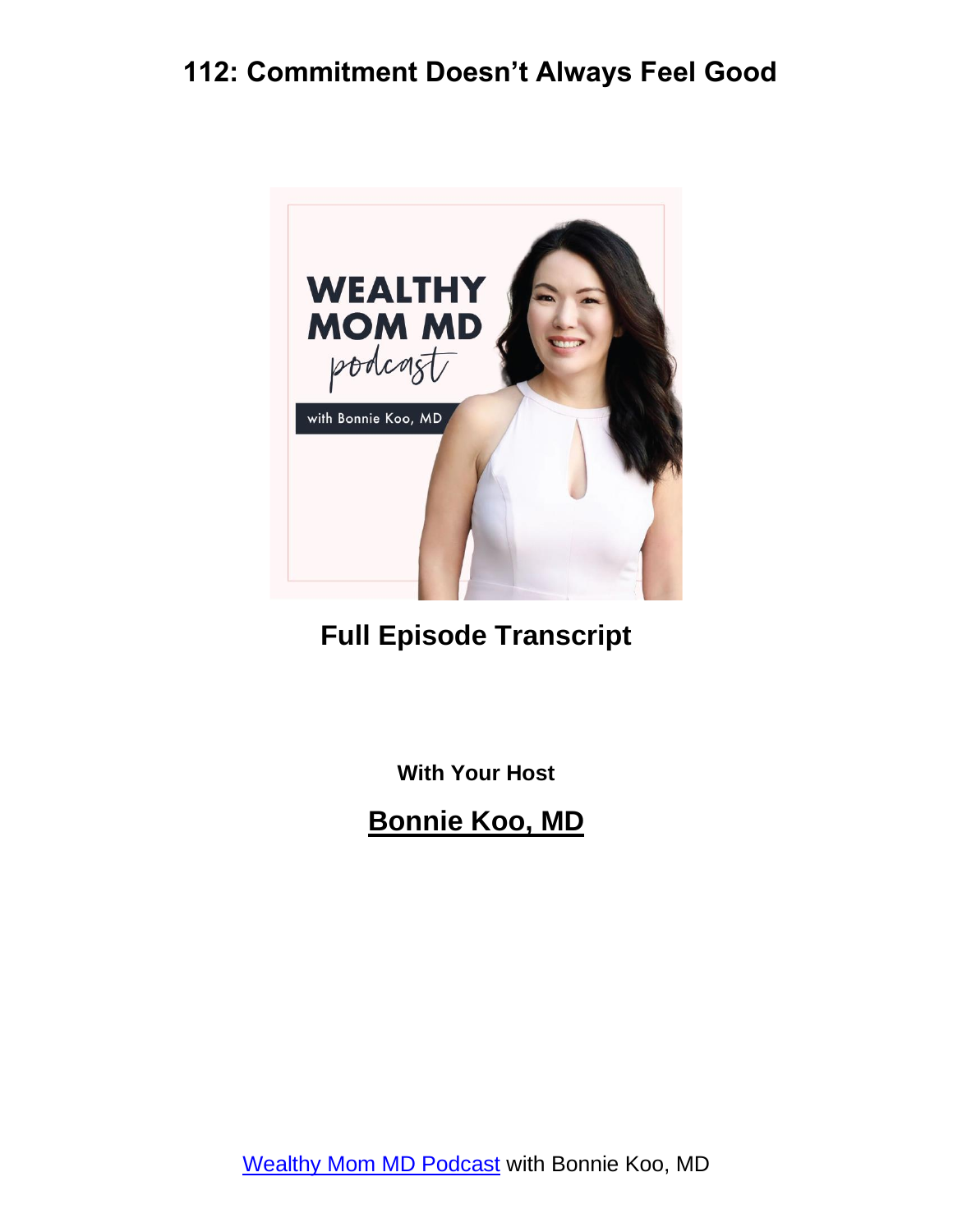# 112: Commitment Doesn't Always Feel Good

## Full Episode Transcript

**With Your Host**

## Bonnie Koo, MD

Wealthy Mom MD Podcast with Bonnie Koo, MD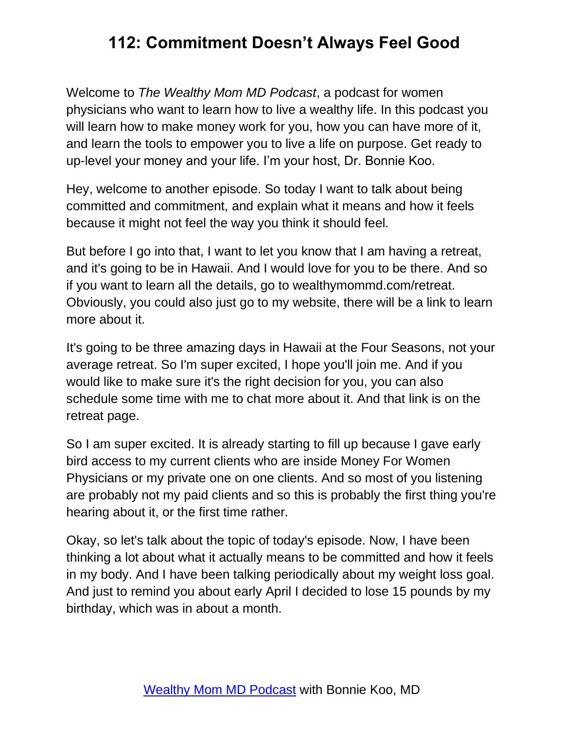# 112: Commitment Doesn't Always Feel Good

Welcome to *The Wealthy Mom MD Podcast*, a podcast for women physicians who want to learn how to live a wealthy life. In this podcast you will learn how to make money work for you, how you can have more of it, and learn the tools to empower you to live a life on purpose. Get ready to up-level your money and your life. I'm your host, Dr. Bonnie Koo.

Hey, welcome to another episode. So today I want to talk about being committed and commitment, and explain what it means and how it feels because it might not feel the way you think it should feel.

But before I go into that, I want to let you know that I am having a retreat, and it's going to be in Hawaii. And I would love for you to be there. And so if you want to learn all the details, go to wealthymommd.com/retreat. Obviously, you could also just go to my website, there will be a link to learn more about it.

It's going to be three amazing days in Hawaii at the Four Seasons, not your average retreat. So I'm super excited, I hope you'll join me. And if you would like to make sure it's the right decision for you, you can also schedule some time with me to chat more about it. And that link is on the retreat page.

So I am super excited. It is already starting to fill up because I gave early bird access to my current clients who are inside Money For Women Physicians or my private one on one clients. And so most of you listening are probably not my paid clients and so this is probably the first thing you're hearing about it, or the first time rather.

Okay, so let's talk about the topic of today's episode. Now, I have been thinking a lot about what it actually means to be committed and how it feels in my body. And I have been talking periodically about my weight loss goal. And just to remind you about early April I decided to lose 15 pounds by my birthday, which was in about a month.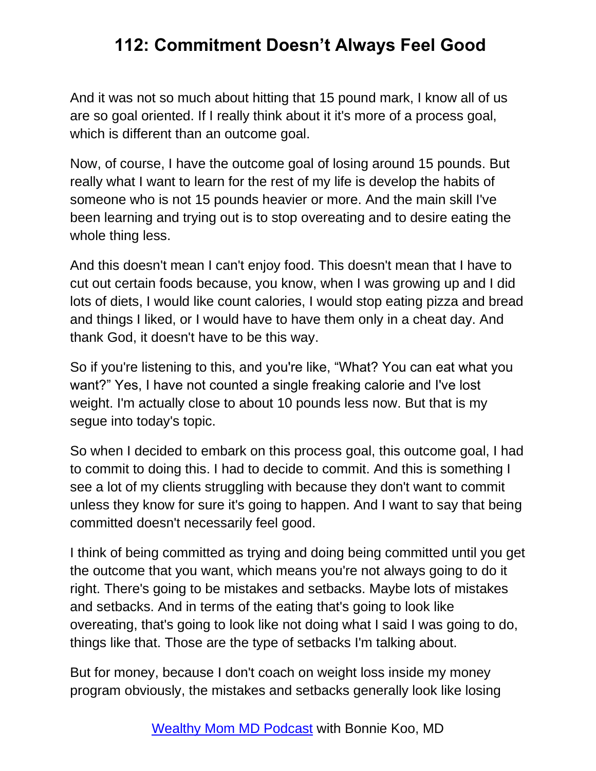And it was not so much about hitting that 15 pound mark, I know all of us are so goal oriented. If I really think about it it's more of a process goal, which is different than an outcome goal.

Now, of course, I have the outcome goal of losing around 15 pounds. But really what I want to learn for the rest of my life is develop the habits of someone who is not 15 pounds heavier or more. And the main skill I've been learning and trying out is to stop overeating and to desire eating the whole thing less.

And this doesn't mean I can't enjoy food. This doesn't mean that I have to cut out certain foods because, you know, when I was growing up and I did lots of diets, I would like count calories, I would stop eating pizza and bread and things I liked, or I would have to have them only in a cheat day. And thank God, it doesn't have to be this way.

So if you're listening to this, and you're like, "What? You can eat what you want?" Yes, I have not counted a single freaking calorie and I've lost weight. I'm actually close to about 10 pounds less now. But that is my segue into today's topic.

So when I decided to embark on this process goal, this outcome goal, I had to commit to doing this. I had to decide to commit. And this is something I see a lot of my clients struggling with because they don't want to commit unless they know for sure it's going to happen. And I want to say that being committed doesn't necessarily feel good.

I think of being committed as trying and doing being committed until you get the outcome that you want, which means you're not always going to do it right. There's going to be mistakes and setbacks. Maybe lots of mistakes and setbacks. And in terms of the eating that's going to look like overeating, that's going to look like not doing what I said I was going to do, things like that. Those are the type of setbacks I'm talking about.

But for money, because I don't coach on weight loss inside my money program obviously, the mistakes and setbacks generally look like losing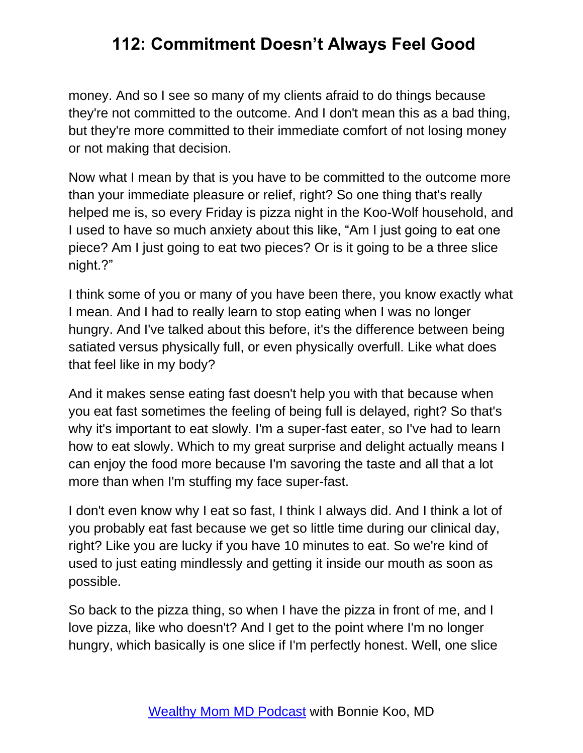money. And so I see so many of my clients afraid to do things because they're not committed to the outcome. And I don't mean this as a bad thing, but they're more committed to their immediate comfort of not losing money or not making that decision.

Now what I mean by that is you have to be committed to the outcome more than your immediate pleasure or relief, right? So one thing that's really helped me is, so every Friday is pizza night in the Koo-Wolf household, and I used to have so much anxiety about this like, "Am I just going to eat one piece? Am I just going to eat two pieces? Or is it going to be a three slice night.?"

I think some of you or many of you have been there, you know exactly what I mean. And I had to really learn to stop eating when I was no longer hungry. And I've talked about this before, it's the difference between being satiated versus physically full, or even physically overfull. Like what does that feel like in my body?

And it makes sense eating fast doesn't help you with that because when you eat fast sometimes the feeling of being full is delayed, right? So that's why it's important to eat slowly. I'm a super-fast eater, so I've had to learn how to eat slowly. Which to my great surprise and delight actually means I can enjoy the food more because I'm savoring the taste and all that a lot more than when I'm stuffing my face super-fast.

I don't even know why I eat so fast, I think I always did. And I think a lot of you probably eat fast because we get so little time during our clinical day, right? Like you are lucky if you have 10 minutes to eat. So we're kind of used to just eating mindlessly and getting it inside our mouth as soon as possible.

So back to the pizza thing, so when I have the pizza in front of me, and I love pizza, like who doesn't? And I get to the point where I'm no longer hungry, which basically is one slice if I'm perfectly honest. Well, one slice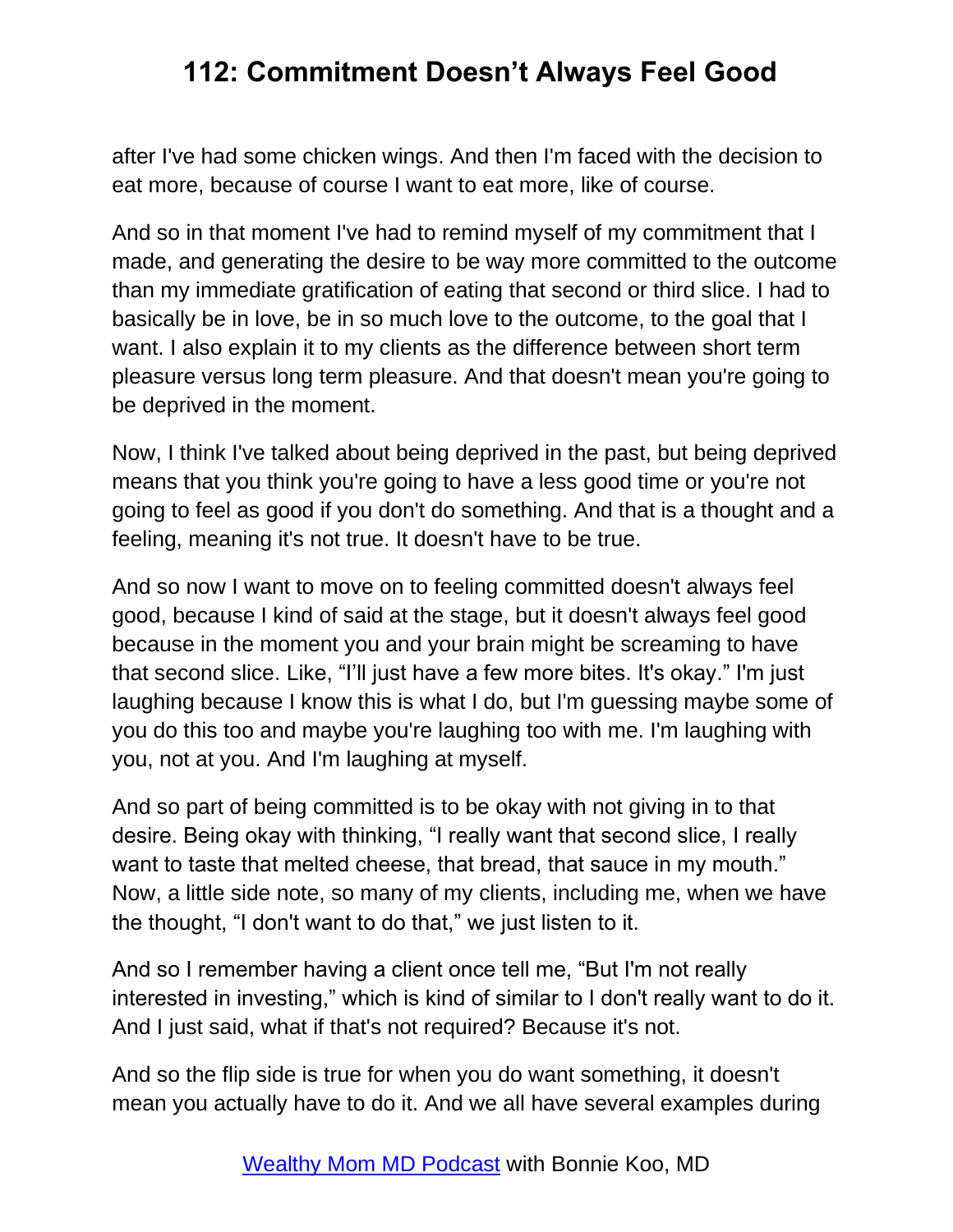after I've had some chicken wings. And then I'm faced with the decision to eat more, because of course I want to eat more, like of course.

And so in that moment I've had to remind myself of my commitment that I made, and generating the desire to be way more committed to the outcome than my immediate gratification of eating that second or third slice. I had to basically be in love, be in so much love to the outcome, to the goal that I want. I also explain it to my clients as the difference between short term pleasure versus long term pleasure. And that doesn't mean you're going to be deprived in the moment.

Now, I think I've talked about being deprived in the past, but being deprived means that you think you're going to have a less good time or you're not going to feel as good if you don't do something. And that is a thought and a feeling, meaning it's not true. It doesn't have to be true.

And so now I want to move on to feeling committed doesn't always feel good, because I kind of said at the stage, but it doesn't always feel good because in the moment you and your brain might be screaming to have that second slice. Like, "I'll just have a few more bites. It's okay." I'm just laughing because I know this is what I do, but I'm guessing maybe some of you do this too and maybe you're laughing too with me. I'm laughing with you, not at you. And I'm laughing at myself.

And so part of being committed is to be okay with not giving in to that desire. Being okay with thinking, "I really want that second slice, I really want to taste that melted cheese, that bread, that sauce in my mouth." Now, a little side note, so many of my clients, including me, when we have the thought, "I don't want to do that," we just listen to it.

And so I remember having a client once tell me, "But I'm not really interested in investing," which is kind of similar to I don't really want to do it. And I just said, what if that's not required? Because it's not.

And so the flip side is true for when you do want something, it doesn't mean you actually have to do it. And we all have several examples during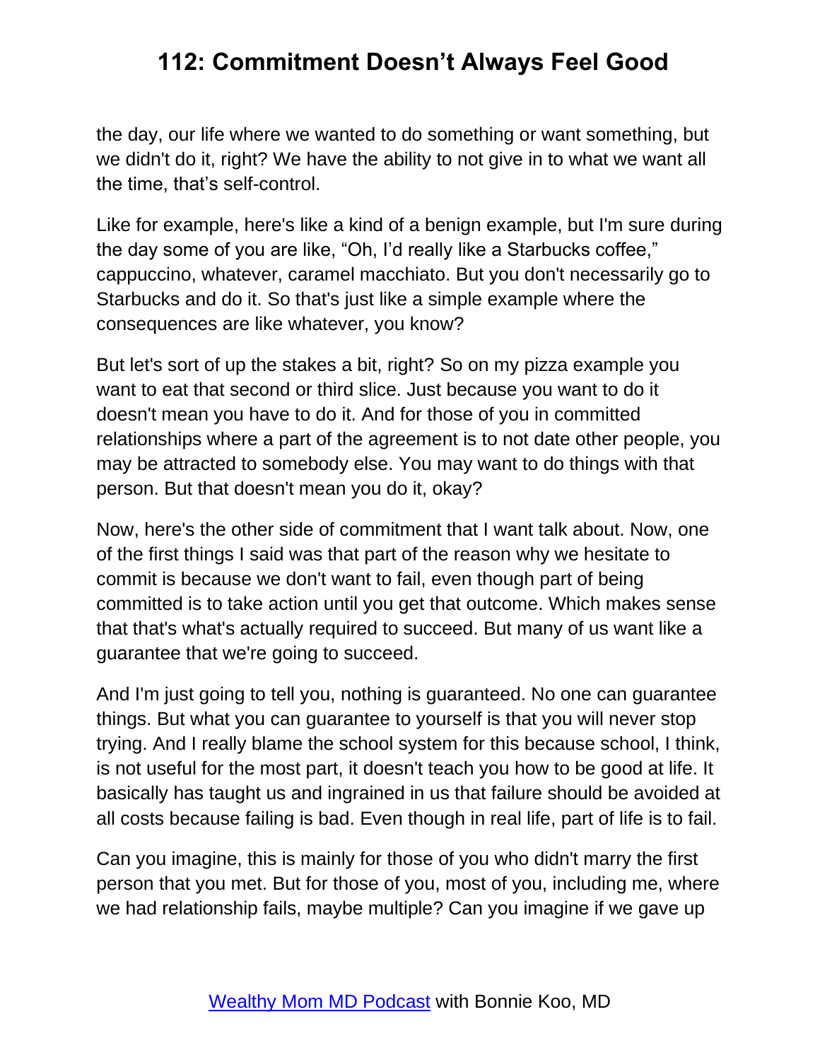the day, our life where we wanted to do something or want something, but we didn't do it, right? We have the ability to not give in to what we want all the time, that’s self-control.

Like for example, here's like a kind of a benign example, but I'm sure during the day some of you are like, “Oh, I’d really like a Starbucks coffee,” cappuccino, whatever, caramel macchiato. But you don't necessarily go to Starbucks and do it. So that's just like a simple example where the consequences are like whatever, you know?

But let's sort of up the stakes a bit, right? So on my pizza example you want to eat that second or third slice. Just because you want to do it doesn't mean you have to do it. And for those of you in committed relationships where a part of the agreement is to not date other people, you may be attracted to somebody else. You may want to do things with that person. But that doesn't mean you do it, okay?

Now, here's the other side of commitment that I want talk about. Now, one of the first things I said was that part of the reason why we hesitate to commit is because we don't want to fail, even though part of being committed is to take action until you get that outcome. Which makes sense that that's what's actually required to succeed. But many of us want like a guarantee that we're going to succeed.

And I'm just going to tell you, nothing is guaranteed. No one can guarantee things. But what you can guarantee to yourself is that you will never stop trying. And I really blame the school system for this because school, I think, is not useful for the most part, it doesn't teach you how to be good at life. It basically has taught us and ingrained in us that failure should be avoided at all costs because failing is bad. Even though in real life, part of life is to fail.

Can you imagine, this is mainly for those of you who didn't marry the first person that you met. But for those of you, most of you, including me, where we had relationship fails, maybe multiple? Can you imagine if we gave up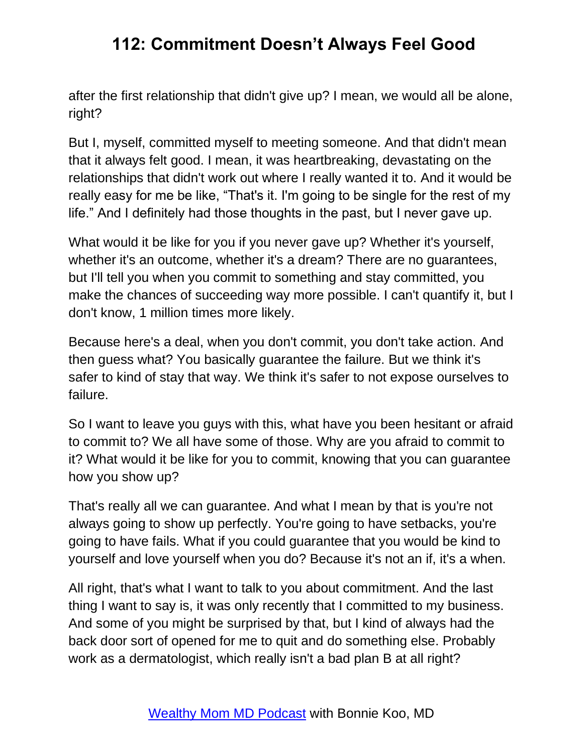after the first relationship that didn't give up? I mean, we would all be alone, right?

But I, myself, committed myself to meeting someone. And that didn't mean that it always felt good. I mean, it was heartbreaking, devastating on the relationships that didn't work out where I really wanted it to. And it would be really easy for me be like, “That's it. I'm going to be single for the rest of my life.” And I definitely had those thoughts in the past, but I never gave up.

What would it be like for you if you never gave up? Whether it's yourself, whether it's an outcome, whether it's a dream? There are no guarantees, but I'll tell you when you commit to something and stay committed, you make the chances of succeeding way more possible. I can't quantify it, but I don't know, 1 million times more likely.

Because here's a deal, when you don't commit, you don't take action. And then guess what? You basically guarantee the failure. But we think it's safer to kind of stay that way. We think it's safer to not expose ourselves to failure.

So I want to leave you guys with this, what have you been hesitant or afraid to commit to? We all have some of those. Why are you afraid to commit to it? What would it be like for you to commit, knowing that you can guarantee how you show up?

That's really all we can guarantee. And what I mean by that is you're not always going to show up perfectly. You're going to have setbacks, you're going to have fails. What if you could guarantee that you would be kind to yourself and love yourself when you do? Because it's not an if, it's a when.

All right, that's what I want to talk to you about commitment. And the last thing I want to say is, it was only recently that I committed to my business. And some of you might be surprised by that, but I kind of always had the back door sort of opened for me to quit and do something else. Probably work as a dermatologist, which really isn't a bad plan B at all right?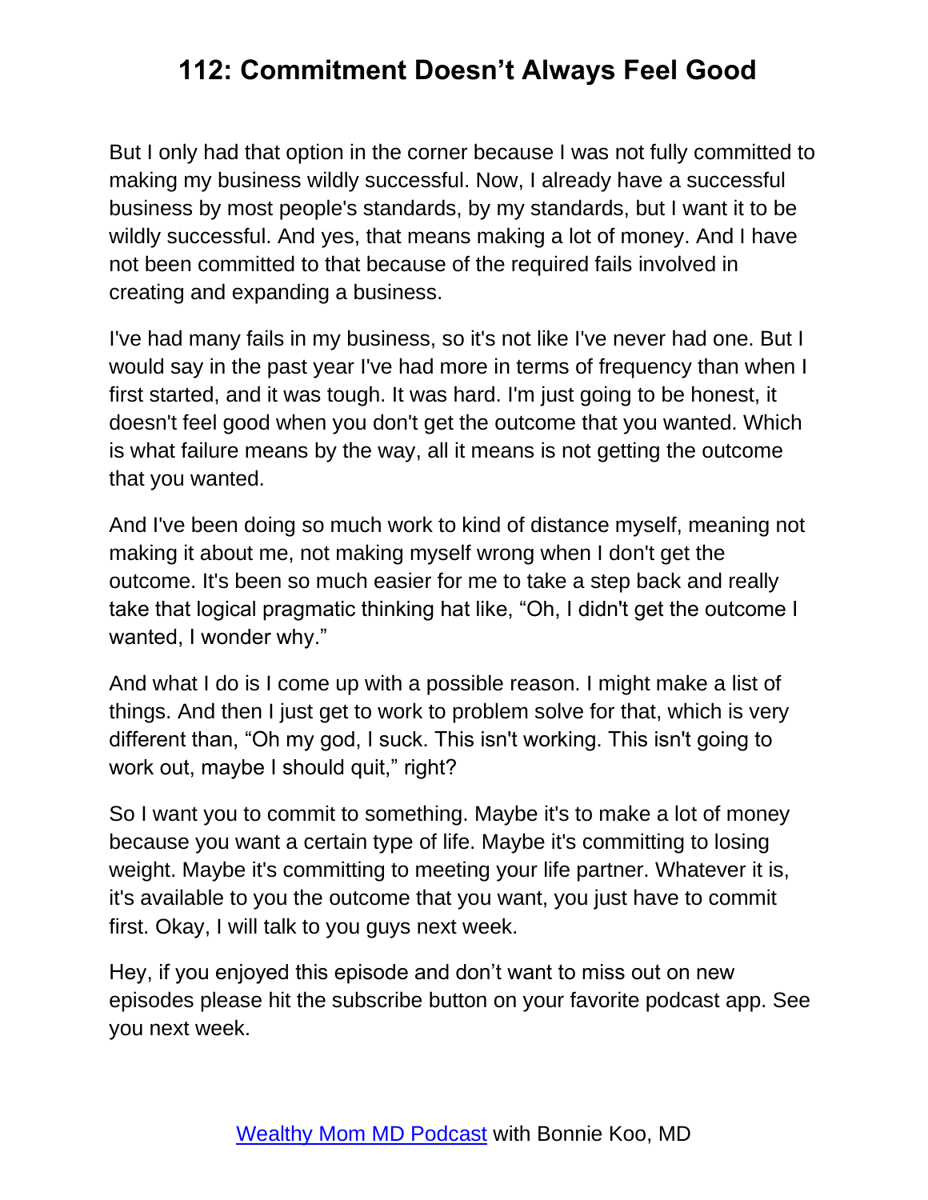But I only had that option in the corner because I was not fully committed to making my business wildly successful. Now, I already have a successful business by most people's standards, by my standards, but I want it to be wildly successful. And yes, that means making a lot of money. And I have not been committed to that because of the required fails involved in creating and expanding a business.

I've had many fails in my business, so it's not like I've never had one. But I would say in the past year I've had more in terms of frequency than when I first started, and it was tough. It was hard. I'm just going to be honest, it doesn't feel good when you don't get the outcome that you wanted. Which is what failure means by the way, all it means is not getting the outcome that you wanted.

And I've been doing so much work to kind of distance myself, meaning not making it about me, not making myself wrong when I don't get the outcome. It's been so much easier for me to take a step back and really take that logical pragmatic thinking hat like, "Oh, I didn't get the outcome I wanted, I wonder why."

And what I do is I come up with a possible reason. I might make a list of things. And then I just get to work to problem solve for that, which is very different than, "Oh my god, I suck. This isn't working. This isn't going to work out, maybe I should quit," right?

So I want you to commit to something. Maybe it's to make a lot of money because you want a certain type of life. Maybe it's committing to losing weight. Maybe it's committing to meeting your life partner. Whatever it is, it's available to you the outcome that you want, you just have to commit first. Okay, I will talk to you guys next week.

Hey, if you enjoyed this episode and don't want to miss out on new episodes please hit the subscribe button on your favorite podcast app. See you next week.